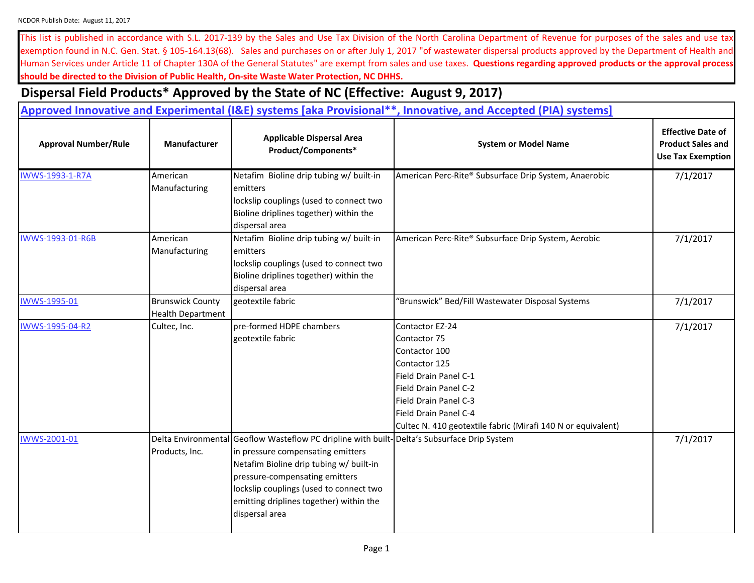NCDOR Publish Date: August 11, 2017

This list is published in accordance with S.L. 2017-139 by the Sales and Use Tax Division of the North Carolina Department of Revenue for purposes of the sales and use tax exemption found in N.C. Gen. Stat. § 105-164.13(68). Sales and purchases on or after July 1, 2017 "of wastewater dispersal products approved by the Department of Health and Human Services under Article 11 of Chapter 130A of the General Statutes" are exempt from sales and use taxes. **Questions regarding approved products or the approval process should be directed to the Division of Public Health, On-site Waste Water Protection, NC DHHS.**

# Dispersal Field Products* Approved by the State of NC (Effective: August 9, 2017)

## Approved Innovative and Experimental (I&E) systems [aka Provisional**, Innovative, and Accepted (PIA) systems]

| Approval Number/Rule | Manufacturer | Applicable Dispersal Area Product/Components* | System or Model Name | Effective Date of Product Sales and Use Tax Exemption |
|---|---|---|---|---|
| IWWS-1993-1-R7A | American Manufacturing | Netafim Bioline drip tubing w/ built-in emitters<br>lockslip couplings (used to connect two Bioline driplines together) within the dispersal area | American Perc-Rite® Subsurface Drip System, Anaerobic | 7/1/2017 |
| IWWS-1993-01-R6B | American Manufacturing | Netafim Bioline drip tubing w/ built-in emitters<br>lockslip couplings (used to connect two Bioline driplines together) within the dispersal area | American Perc-Rite® Subsurface Drip System, Aerobic | 7/1/2017 |
| IWWS-1995-01 | Brunswick County Health Department | geotextile fabric | "Brunswick" Bed/Fill Wastewater Disposal Systems | 7/1/2017 |
| IWWS-1995-04-R2 | Cultec, Inc. | pre-formed HDPE chambers<br>geotextile fabric | Contactor EZ-24<br>Contactor 75<br>Contactor 100<br>Contactor 125<br>Field Drain Panel C-1<br>Field Drain Panel C-2<br>Field Drain Panel C-3<br>Field Drain Panel C-4<br>Cultec N. 410 geotextile fabric (Mirafi 140 N or equivalent) | 7/1/2017 |
| IWWS-2001-01 | Delta Environmental Products, Inc. | Geoflow Wasteflow PC dripline with built-in pressure compensating emitters<br>Netafim Bioline drip tubing w/ built-in pressure-compensating emitters<br>lockslip couplings (used to connect two emitting driplines together) within the dispersal area | Delta's Subsurface Drip System | 7/1/2017 |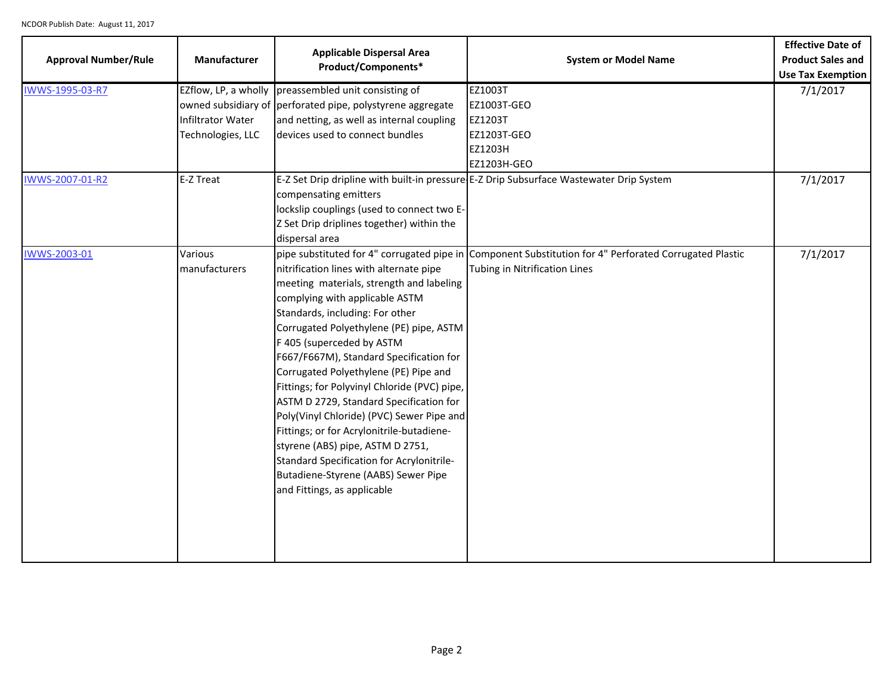| Approval Number/Rule | Manufacturer | Applicable Dispersal Area Product/Components* | System or Model Name | Effective Date of Product Sales and Use Tax Exemption |
|---|---|---|---|---|
| IWWS-1995-03-R7 | EZflow, LP, a wholly owned subsidiary of Infiltrator Water Technologies, LLC | preassembled unit consisting of perforated pipe, polystyrene aggregate and netting, as well as internal coupling devices used to connect bundles | EZ1003T<br>EZ1003T-GEO<br>EZ1203T<br>EZ1203T-GEO<br>EZ1203H<br>EZ1203H-GEO | 7/1/2017 |
| IWWS-2007-01-R2 | E-Z Treat | E-Z Set Drip dripline with built-in pressure compensating emitters<br>lockslip couplings (used to connect two E-Z Set Drip driplines together) within the dispersal area | E-Z Drip Subsurface Wastewater Drip System | 7/1/2017 |
| IWWS-2003-01 | Various manufacturers | pipe substituted for 4" corrugated pipe in nitrification lines with alternate pipe meeting materials, strength and labeling complying with applicable ASTM Standards, including: For other Corrugated Polyethylene (PE) pipe, ASTM F 405 (superceded by ASTM F667/F667M), Standard Specification for Corrugated Polyethylene (PE) Pipe and Fittings; for Polyvinyl Chloride (PVC) pipe, ASTM D 2729, Standard Specification for Poly(Vinyl Chloride) (PVC) Sewer Pipe and Fittings; or for Acrylonitrile-butadiene-styrene (ABS) pipe, ASTM D 2751, Standard Specification for Acrylonitrile-Butadiene-Styrene (AABS) Sewer Pipe and Fittings, as applicable | Component Substitution for 4" Perforated Corrugated Plastic Tubing in Nitrification Lines | 7/1/2017 |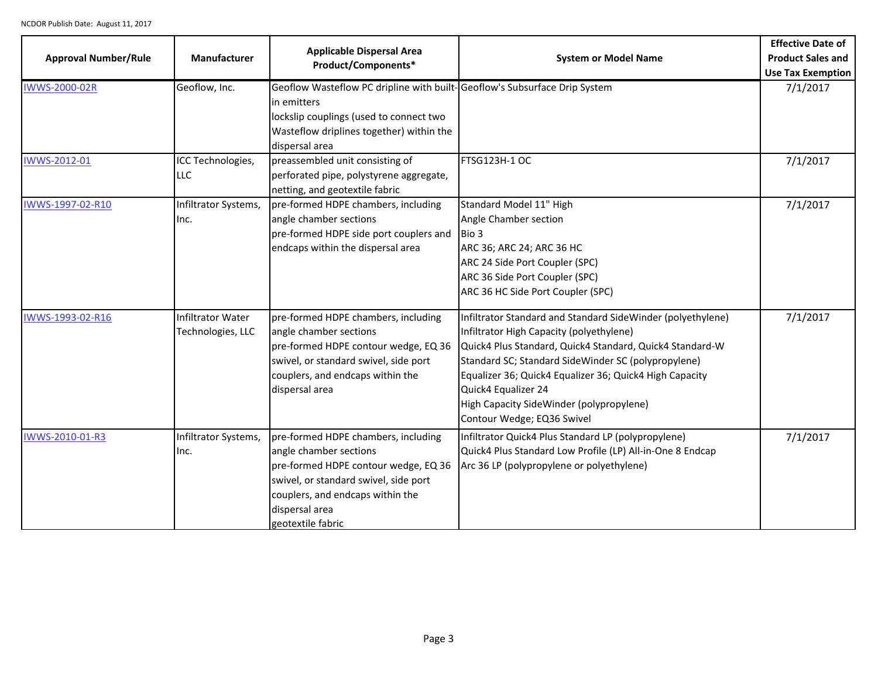| Approval Number/Rule | Manufacturer | Applicable Dispersal Area Product/Components* | System or Model Name | Effective Date of Product Sales and Use Tax Exemption |
|---|---|---|---|---|
| IWWS-2000-02R | Geoflow, Inc. | Geoflow Wasteflow PC dripline with built-in emitters<br>lockslip couplings (used to connect two Wasteflow driplines together) within the dispersal area | Geoflow's Subsurface Drip System | 7/1/2017 |
| IWWS-2012-01 | ICC Technologies, LLC | preassembled unit consisting of perforated pipe, polystyrene aggregate, netting, and geotextile fabric | FTSG123H-1 OC | 7/1/2017 |
| IWWS-1997-02-R10 | Infiltrator Systems, Inc. | pre-formed HDPE chambers, including angle chamber sections<br>pre-formed HDPE side port couplers and endcaps within the dispersal area | Standard Model 11" High<br>Angle Chamber section<br>Bio 3<br>ARC 36; ARC 24; ARC 36 HC<br>ARC 24 Side Port Coupler (SPC)<br>ARC 36 Side Port Coupler (SPC)<br>ARC 36 HC Side Port Coupler (SPC) | 7/1/2017 |
| IWWS-1993-02-R16 | Infiltrator Water Technologies, LLC | pre-formed HDPE chambers, including angle chamber sections<br>pre-formed HDPE contour wedge, EQ 36 swivel, or standard swivel, side port couplers, and endcaps within the dispersal area | Infiltrator Standard and Standard SideWinder (polyethylene)<br>Infiltrator High Capacity (polyethylene)<br>Quick4 Plus Standard, Quick4 Standard, Quick4 Standard-W<br>Standard SC; Standard SideWinder SC (polypropylene)<br>Equalizer 36; Quick4 Equalizer 36; Quick4 High Capacity<br>Quick4 Equalizer 24<br>High Capacity SideWinder (polypropylene)<br>Contour Wedge; EQ36 Swivel | 7/1/2017 |
| IWWS-2010-01-R3 | Infiltrator Systems, Inc. | pre-formed HDPE chambers, including angle chamber sections<br>pre-formed HDPE contour wedge, EQ 36 swivel, or standard swivel, side port couplers, and endcaps within the dispersal area<br>geotextile fabric | Infiltrator Quick4 Plus Standard LP (polypropylene)<br>Quick4 Plus Standard Low Profile (LP) All-in-One 8 Endcap<br>Arc 36 LP (polypropylene or polyethylene) | 7/1/2017 |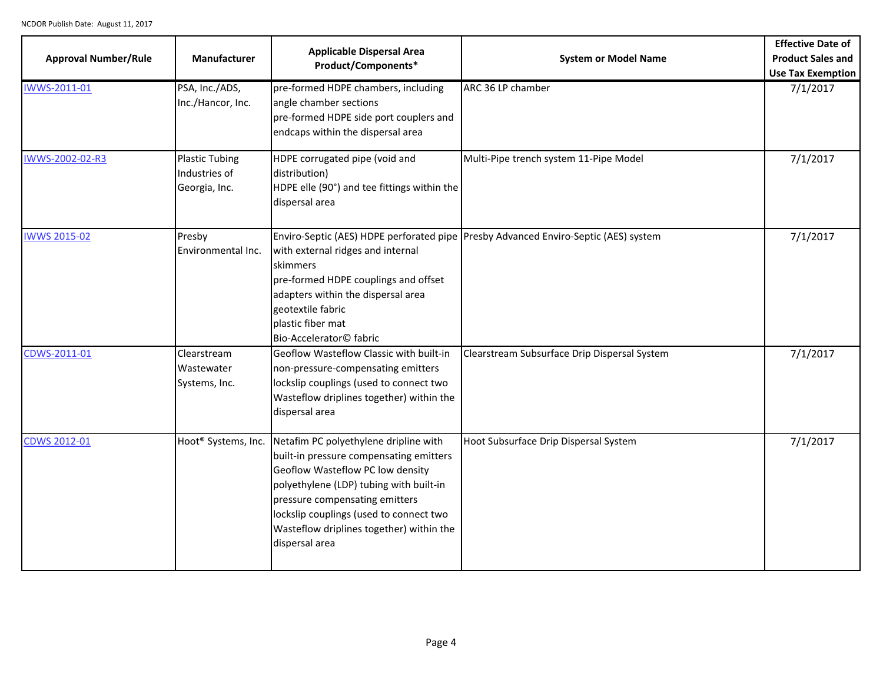| Approval Number/Rule | Manufacturer | Applicable Dispersal Area Product/Components* | System or Model Name | Effective Date of Product Sales and Use Tax Exemption |
|---|---|---|---|---|
| IWWS-2011-01 | PSA, Inc./ADS, Inc./Hancor, Inc. | pre-formed HDPE chambers, including angle chamber sections<br>pre-formed HDPE side port couplers and endcaps within the dispersal area | ARC 36 LP chamber | 7/1/2017 |
| IWWS-2002-02-R3 | Plastic Tubing Industries of Georgia, Inc. | HDPE corrugated pipe (void and distribution)<br>HDPE elle (90°) and tee fittings within the dispersal area | Multi-Pipe trench system 11-Pipe Model | 7/1/2017 |
| IWWS 2015-02 | Presby Environmental Inc. | Enviro-Septic (AES) HDPE perforated pipe with external ridges and internal skimmers<br>pre-formed HDPE couplings and offset adapters within the dispersal area<br>geotextile fabric<br>plastic fiber mat<br>Bio-Accelerator© fabric | Presby Advanced Enviro-Septic (AES) system | 7/1/2017 |
| CDWS-2011-01 | Clearstream Wastewater Systems, Inc. | Geoflow Wasteflow Classic with built-in non-pressure-compensating emitters<br>lockslip couplings (used to connect two Wasteflow driplines together) within the dispersal area | Clearstream Subsurface Drip Dispersal System | 7/1/2017 |
| CDWS 2012-01 | Hoot® Systems, Inc. | Netafim PC polyethylene dripline with built-in pressure compensating emitters<br>Geoflow Wasteflow PC low density polyethylene (LDP) tubing with built-in pressure compensating emitters<br>lockslip couplings (used to connect two Wasteflow driplines together) within the dispersal area | Hoot Subsurface Drip Dispersal System | 7/1/2017 |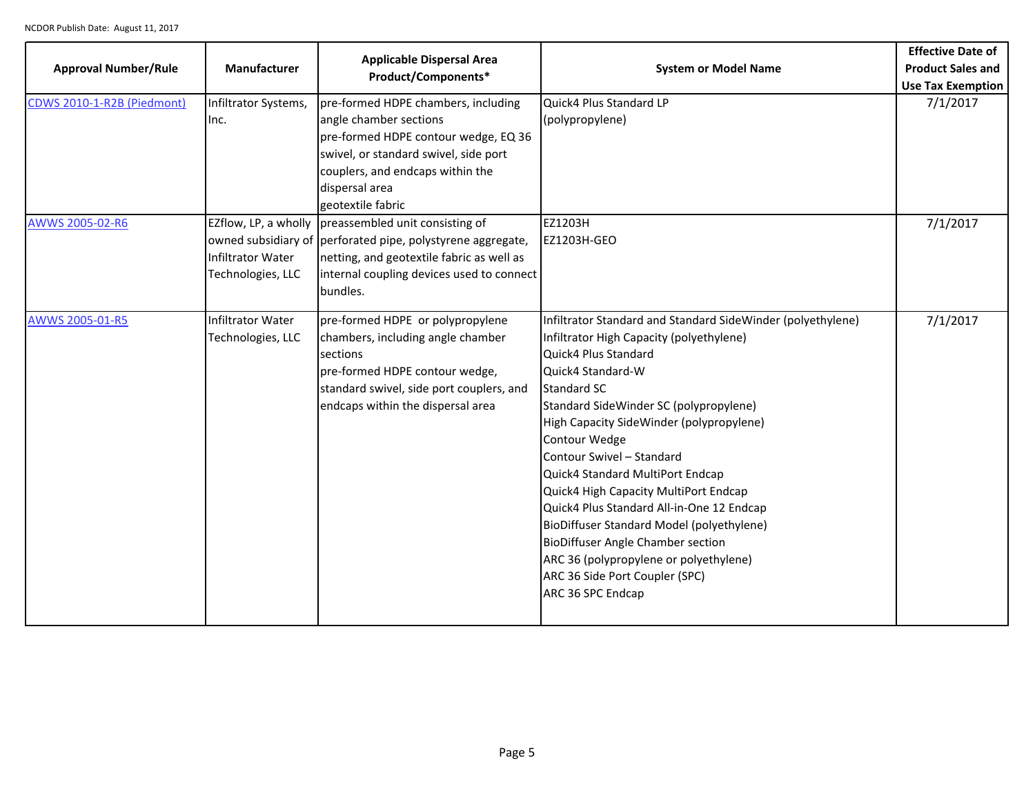| Approval Number/Rule | Manufacturer | Applicable Dispersal Area Product/Components* | System or Model Name | Effective Date of Product Sales and Use Tax Exemption |
|---|---|---|---|---|
| CDWS 2010-1-R2B (Piedmont) | Infiltrator Systems, Inc. | pre-formed HDPE chambers, including angle chamber sections<br>pre-formed HDPE contour wedge, EQ 36 swivel, or standard swivel, side port couplers, and endcaps within the dispersal area<br>geotextile fabric | Quick4 Plus Standard LP (polypropylene) | 7/1/2017 |
| AWWS 2005-02-R6 | EZflow, LP, a wholly owned subsidiary of Infiltrator Water Technologies, LLC | preassembled unit consisting of perforated pipe, polystyrene aggregate, netting, and geotextile fabric as well as internal coupling devices used to connect bundles. | EZ1203H<br>EZ1203H-GEO | 7/1/2017 |
| AWWS 2005-01-R5 | Infiltrator Water Technologies, LLC | pre-formed HDPE or polypropylene chambers, including angle chamber sections<br>pre-formed HDPE contour wedge, standard swivel, side port couplers, and endcaps within the dispersal area | Infiltrator Standard and Standard SideWinder (polyethylene)<br>Infiltrator High Capacity (polyethylene)<br>Quick4 Plus Standard<br>Quick4 Standard-W<br>Standard SC<br>Standard SideWinder SC (polypropylene)<br>High Capacity SideWinder (polypropylene)<br>Contour Wedge<br>Contour Swivel – Standard<br>Quick4 Standard MultiPort Endcap<br>Quick4 High Capacity MultiPort Endcap<br>Quick4 Plus Standard All-in-One 12 Endcap<br>BioDiffuser Standard Model (polyethylene)<br>BioDiffuser Angle Chamber section<br>ARC 36 (polypropylene or polyethylene)<br>ARC 36 Side Port Coupler (SPC)<br>ARC 36 SPC Endcap | 7/1/2017 |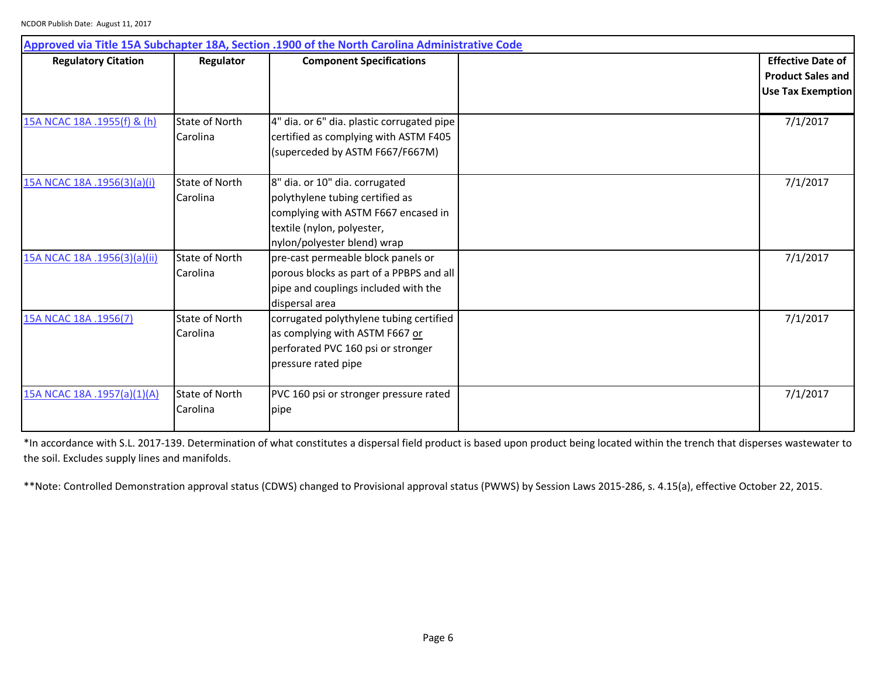NCDOR Publish Date: August 11, 2017

| Approved via Title 15A Subchapter 18A, Section .1900 of the North Carolina Administrative Code | | | | |
|---|---|---|---|---|
| **Regulatory Citation** | **Regulator** | **Component Specifications** | | **Effective Date of Product Sales and Use Tax Exemption** |
| 15A NCAC 18A .1955(f) & (h) | State of North Carolina | 4" dia. or 6" dia. plastic corrugated pipe certified as complying with ASTM F405 (superceded by ASTM F667/F667M) | | 7/1/2017 |
| 15A NCAC 18A .1956(3)(a)(i) | State of North Carolina | 8" dia. or 10" dia. corrugated polyethylene tubing certified as complying with ASTM F667 encased in textile (nylon, polyester, nylon/polyester blend) wrap | | 7/1/2017 |
| 15A NCAC 18A .1956(3)(a)(ii) | State of North Carolina | pre-cast permeable block panels or porous blocks as part of a PPBPS and all pipe and couplings included with the dispersal area | | 7/1/2017 |
| 15A NCAC 18A .1956(7) | State of North Carolina | corrugated polyethylene tubing certified as complying with ASTM F667 <u>or</u> perforated PVC 160 psi or stronger pressure rated pipe | | 7/1/2017 |
| 15A NCAC 18A .1957(a)(1)(A) | State of North Carolina | PVC 160 psi or stronger pressure rated pipe | | 7/1/2017 |

*In accordance with S.L. 2017-139. Determination of what constitutes a dispersal field product is based upon product being located within the trench that disperses wastewater to the soil. Excludes supply lines and manifolds.

**Note: Controlled Demonstration approval status (CDWS) changed to Provisional approval status (PWWS) by Session Laws 2015-286, s. 4.15(a), effective October 22, 2015.